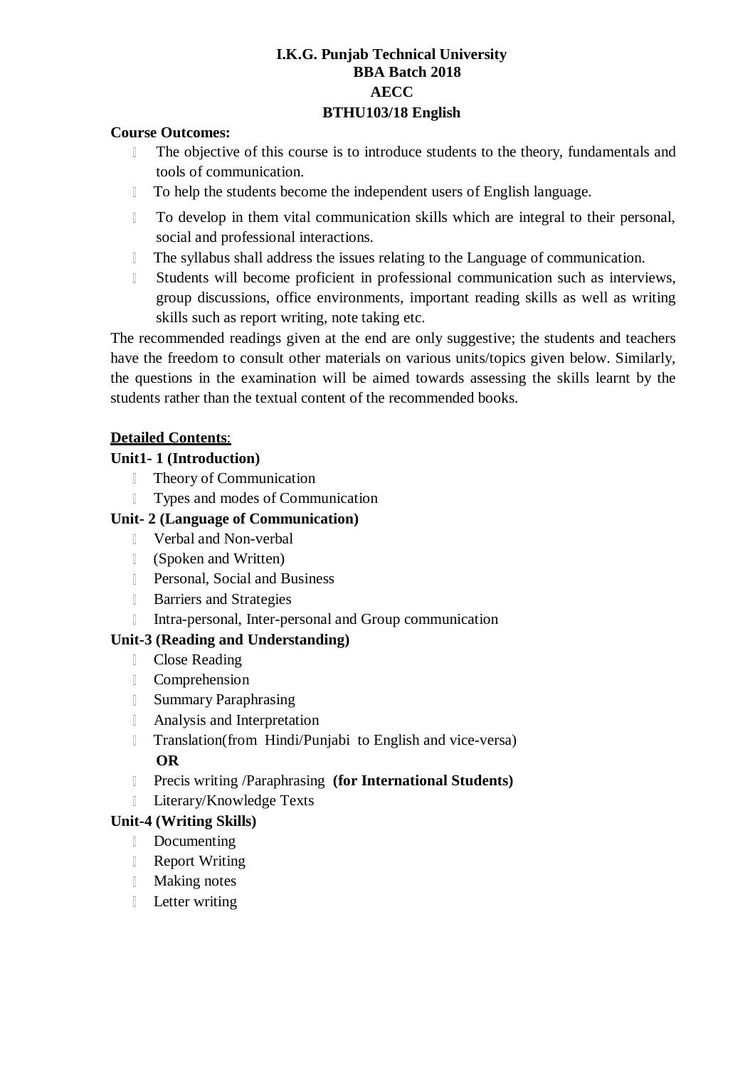**I.K.G. Punjab Technical University**
**BBA Batch 2018**
**AECC**
**BTHU103/18 English**

**Course Outcomes:**

- The objective of this course is to introduce students to the theory, fundamentals and tools of communication.
- To help the students become the independent users of English language.
- To develop in them vital communication skills which are integral to their personal, social and professional interactions.
- The syllabus shall address the issues relating to the Language of communication.
- Students will become proficient in professional communication such as interviews, group discussions, office environments, important reading skills as well as writing skills such as report writing, note taking etc.

The recommended readings given at the end are only suggestive; the students and teachers have the freedom to consult other materials on various units/topics given below. Similarly, the questions in the examination will be aimed towards assessing the skills learnt by the students rather than the textual content of the recommended books.

**Detailed Contents**:

**Unit1- 1 (Introduction)**

- Theory of Communication
- Types and modes of Communication

**Unit- 2 (Language of Communication)**

- Verbal and Non-verbal
- (Spoken and Written)
- Personal, Social and Business
- Barriers and Strategies
- Intra-personal, Inter-personal and Group communication

**Unit-3 (Reading and Understanding)**

- Close Reading
- Comprehension
- Summary Paraphrasing
- Analysis and Interpretation
- Translation(from Hindi/Punjabi to English and vice-versa)

  **OR**
- Precis writing /Paraphrasing **(for International Students)**
- Literary/Knowledge Texts

**Unit-4 (Writing Skills)**

- Documenting
- Report Writing
- Making notes
- Letter writing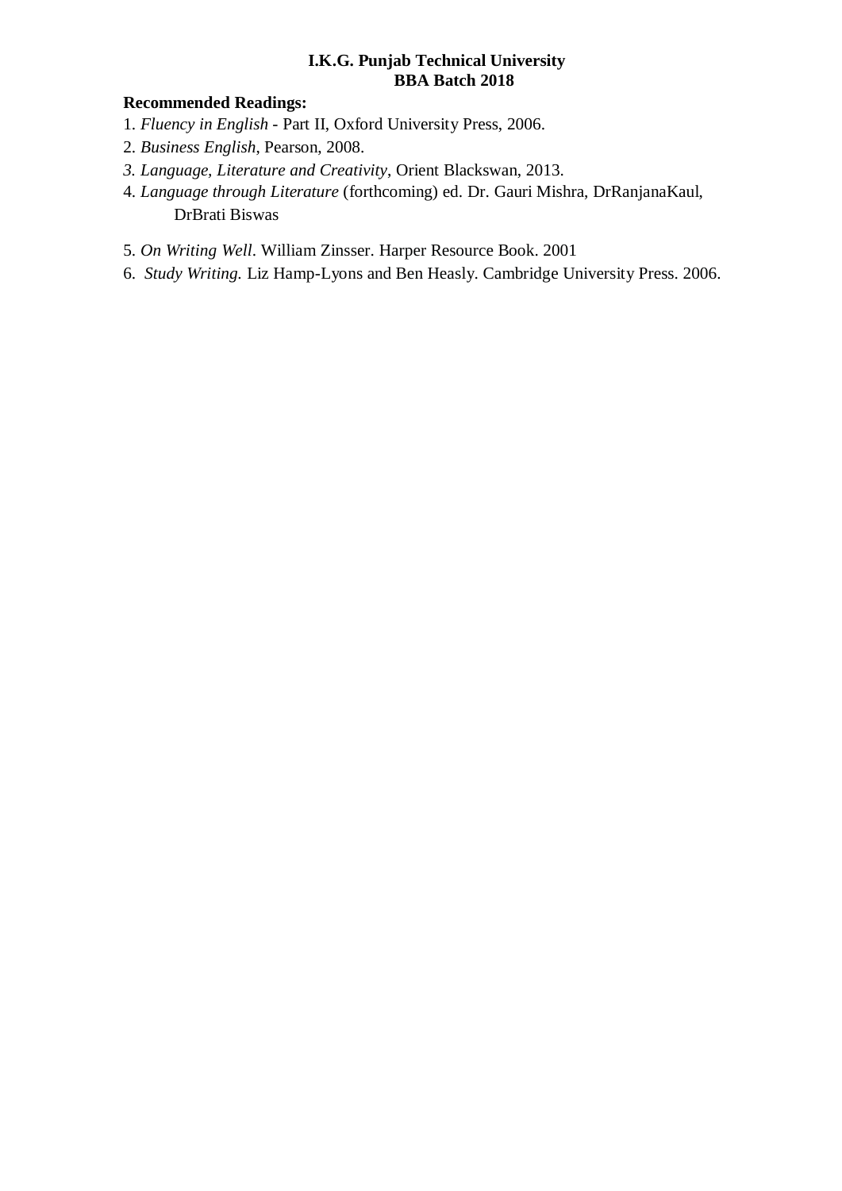**Recommended Readings:**

1. *Fluency in English* - Part II, Oxford University Press, 2006.
2. *Business English*, Pearson, 2008.
3. *Language, Literature and Creativity,* Orient Blackswan, 2013.
4. *Language through Literature* (forthcoming) ed. Dr. Gauri Mishra, DrRanjanaKaul, DrBrati Biswas
5. *On Writing Well*. William Zinsser. Harper Resource Book. 2001
6. *Study Writing.* Liz Hamp-Lyons and Ben Heasly. Cambridge University Press. 2006.